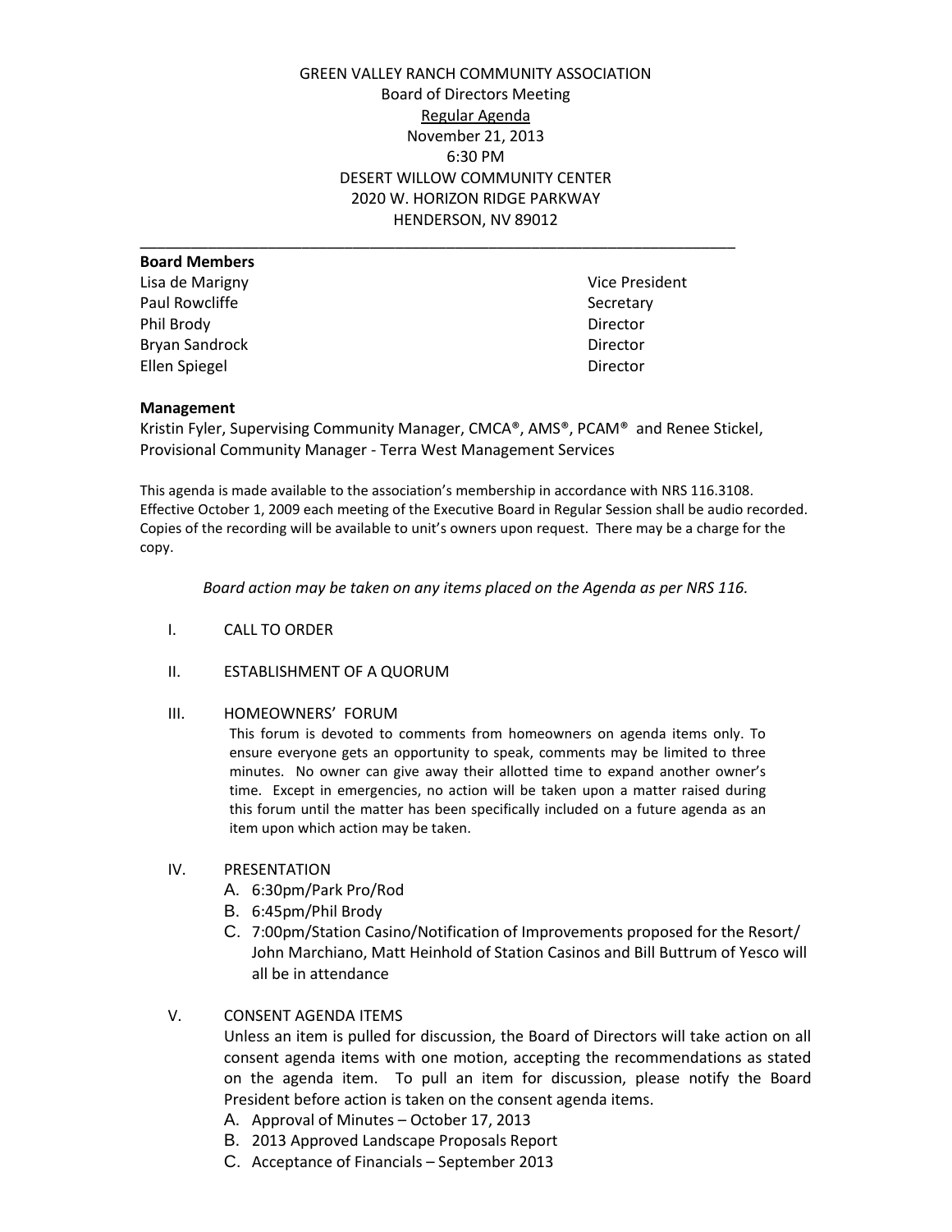GREEN VALLEY RANCH COMMUNITY ASSOCIATION
Board of Directors Meeting
Regular Agenda
November 21, 2013
6:30 PM
DESERT WILLOW COMMUNITY CENTER
2020 W. HORIZON RIDGE PARKWAY
HENDERSON, NV 89012

---

**Board Members**

| | |
|---|---|
| Lisa de Marigny | Vice President |
| Paul Rowcliffe | Secretary |
| Phil Brody | Director |
| Bryan Sandrock | Director |
| Ellen Spiegel | Director |

**Management**

Kristin Fyler, Supervising Community Manager, CMCA®, AMS®, PCAM® and Renee Stickel, Provisional Community Manager - Terra West Management Services

This agenda is made available to the association's membership in accordance with NRS 116.3108. Effective October 1, 2009 each meeting of the Executive Board in Regular Session shall be audio recorded. Copies of the recording will be available to unit's owners upon request. There may be a charge for the copy.

*Board action may be taken on any items placed on the Agenda as per NRS 116.*

I. CALL TO ORDER

II. ESTABLISHMENT OF A QUORUM

III. HOMEOWNERS' FORUM

This forum is devoted to comments from homeowners on agenda items only. To ensure everyone gets an opportunity to speak, comments may be limited to three minutes. No owner can give away their allotted time to expand another owner's time. Except in emergencies, no action will be taken upon a matter raised during this forum until the matter has been specifically included on a future agenda as an item upon which action may be taken.

IV. PRESENTATION

A. 6:30pm/Park Pro/Rod
B. 6:45pm/Phil Brody
C. 7:00pm/Station Casino/Notification of Improvements proposed for the Resort/ John Marchiano, Matt Heinhold of Station Casinos and Bill Buttrum of Yesco will all be in attendance

V. CONSENT AGENDA ITEMS

Unless an item is pulled for discussion, the Board of Directors will take action on all consent agenda items with one motion, accepting the recommendations as stated on the agenda item. To pull an item for discussion, please notify the Board President before action is taken on the consent agenda items.

A. Approval of Minutes – October 17, 2013
B. 2013 Approved Landscape Proposals Report
C. Acceptance of Financials – September 2013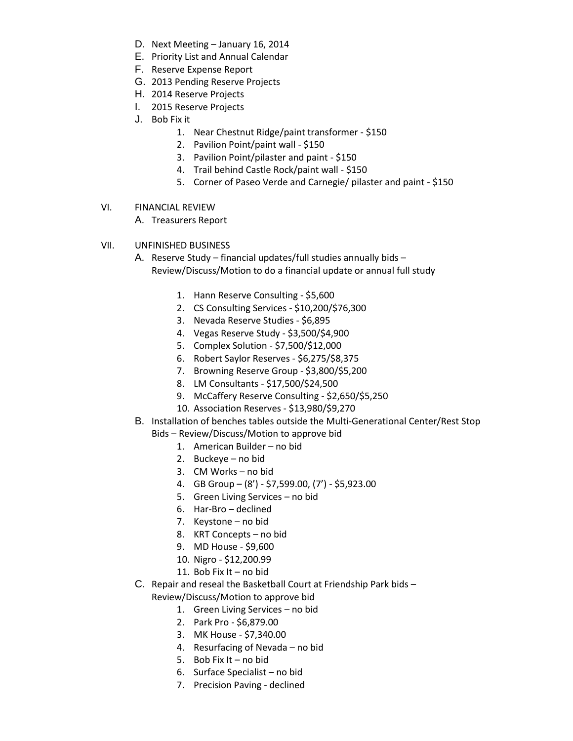D. Next Meeting – January 16, 2014
E. Priority List and Annual Calendar
F. Reserve Expense Report
G. 2013 Pending Reserve Projects
H. 2014 Reserve Projects
I. 2015 Reserve Projects
J. Bob Fix it
    1. Near Chestnut Ridge/paint transformer - $150
    2. Pavilion Point/paint wall - $150
    3. Pavilion Point/pilaster and paint - $150
    4. Trail behind Castle Rock/paint wall - $150
    5. Corner of Paseo Verde and Carnegie/ pilaster and paint - $150

VI. FINANCIAL REVIEW
   A. Treasurers Report

VII. UNFINISHED BUSINESS
   A. Reserve Study – financial updates/full studies annually bids – Review/Discuss/Motion to do a financial update or annual full study
      1. Hann Reserve Consulting - $5,600
      2. CS Consulting Services - $10,200/$76,300
      3. Nevada Reserve Studies - $6,895
      4. Vegas Reserve Study - $3,500/$4,900
      5. Complex Solution - $7,500/$12,000
      6. Robert Saylor Reserves - $6,275/$8,375
      7. Browning Reserve Group - $3,800/$5,200
      8. LM Consultants - $17,500/$24,500
      9. McCaffery Reserve Consulting - $2,650/$5,250
      10. Association Reserves - $13,980/$9,270
   B. Installation of benches tables outside the Multi-Generational Center/Rest Stop Bids – Review/Discuss/Motion to approve bid
      1. American Builder – no bid
      2. Buckeye – no bid
      3. CM Works – no bid
      4. GB Group – (8') - $7,599.00, (7') - $5,923.00
      5. Green Living Services – no bid
      6. Har-Bro – declined
      7. Keystone – no bid
      8. KRT Concepts – no bid
      9. MD House - $9,600
      10. Nigro - $12,200.99
      11. Bob Fix It – no bid
   C. Repair and reseal the Basketball Court at Friendship Park bids – Review/Discuss/Motion to approve bid
      1. Green Living Services – no bid
      2. Park Pro - $6,879.00
      3. MK House - $7,340.00
      4. Resurfacing of Nevada – no bid
      5. Bob Fix It – no bid
      6. Surface Specialist – no bid
      7. Precision Paving - declined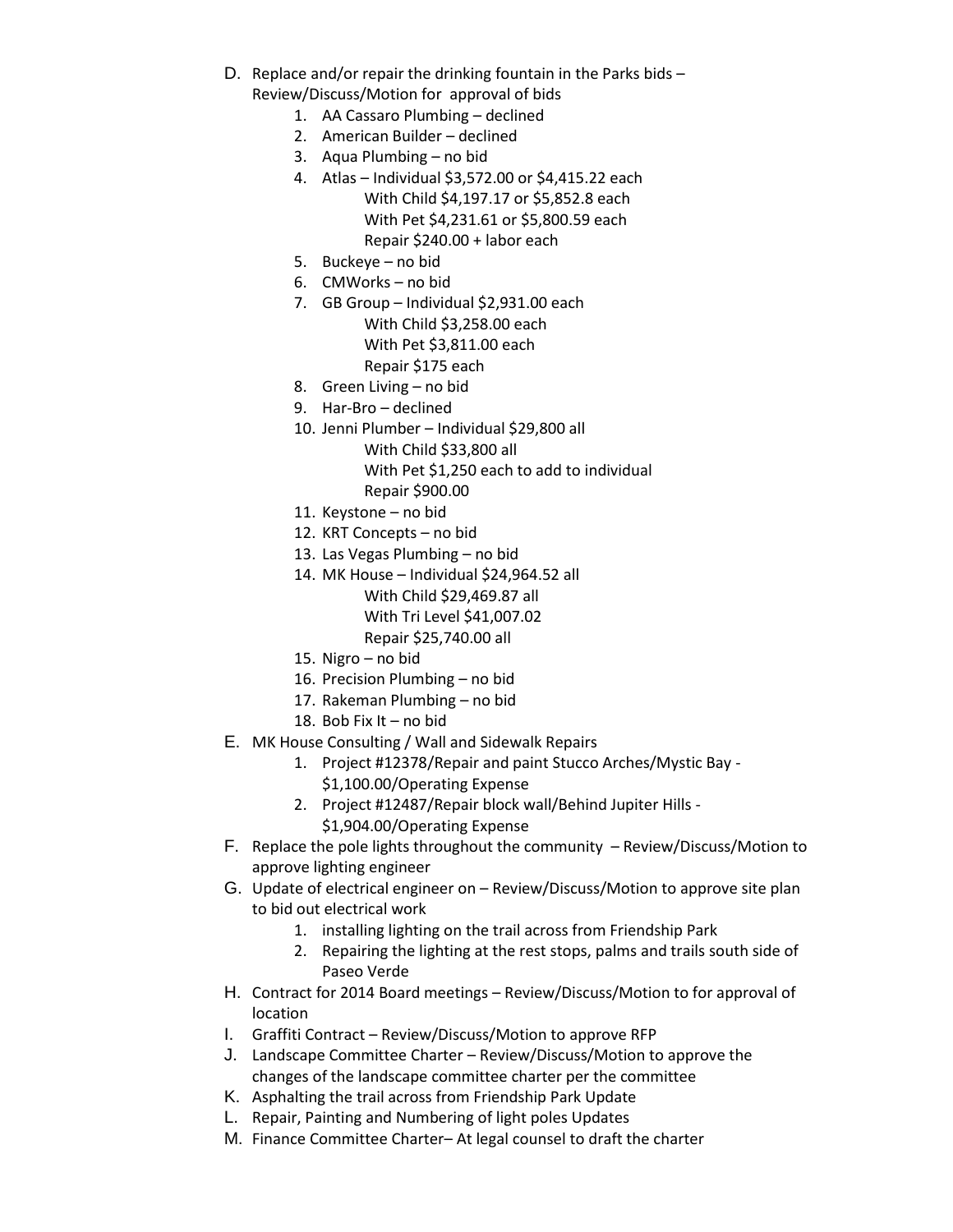D. Replace and/or repair the drinking fountain in the Parks bids – Review/Discuss/Motion for approval of bids
   1. AA Cassaro Plumbing – declined
   2. American Builder – declined
   3. Aqua Plumbing – no bid
   4. Atlas – Individual $3,572.00 or $4,415.22 each
      With Child $4,197.17 or $5,852.8 each
      With Pet $4,231.61 or $5,800.59 each
      Repair $240.00 + labor each
   5. Buckeye – no bid
   6. CMWorks – no bid
   7. GB Group – Individual $2,931.00 each
      With Child $3,258.00 each
      With Pet $3,811.00 each
      Repair $175 each
   8. Green Living – no bid
   9. Har-Bro – declined
   10. Jenni Plumber – Individual $29,800 all
       With Child $33,800 all
       With Pet $1,250 each to add to individual
       Repair $900.00
   11. Keystone – no bid
   12. KRT Concepts – no bid
   13. Las Vegas Plumbing – no bid
   14. MK House – Individual $24,964.52 all
       With Child $29,469.87 all
       With Tri Level $41,007.02
       Repair $25,740.00 all
   15. Nigro – no bid
   16. Precision Plumbing – no bid
   17. Rakeman Plumbing – no bid
   18. Bob Fix It – no bid

E. MK House Consulting / Wall and Sidewalk Repairs
   1. Project #12378/Repair and paint Stucco Arches/Mystic Bay - $1,100.00/Operating Expense
   2. Project #12487/Repair block wall/Behind Jupiter Hills - $1,904.00/Operating Expense

F. Replace the pole lights throughout the community – Review/Discuss/Motion to approve lighting engineer

G. Update of electrical engineer on – Review/Discuss/Motion to approve site plan to bid out electrical work
   1. installing lighting on the trail across from Friendship Park
   2. Repairing the lighting at the rest stops, palms and trails south side of Paseo Verde

H. Contract for 2014 Board meetings – Review/Discuss/Motion to for approval of location

I. Graffiti Contract – Review/Discuss/Motion to approve RFP

J. Landscape Committee Charter – Review/Discuss/Motion to approve the changes of the landscape committee charter per the committee

K. Asphalting the trail across from Friendship Park Update

L. Repair, Painting and Numbering of light poles Updates

M. Finance Committee Charter– At legal counsel to draft the charter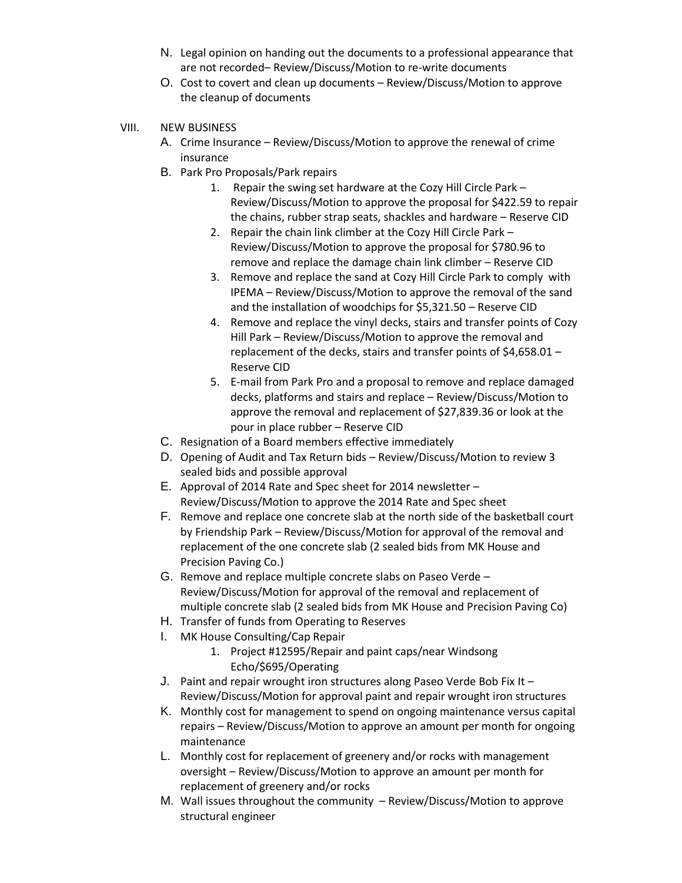N. Legal opinion on handing out the documents to a professional appearance that are not recorded– Review/Discuss/Motion to re-write documents

O. Cost to covert and clean up documents – Review/Discuss/Motion to approve the cleanup of documents

VIII. NEW BUSINESS

A. Crime Insurance – Review/Discuss/Motion to approve the renewal of crime insurance

B. Park Pro Proposals/Park repairs

1. Repair the swing set hardware at the Cozy Hill Circle Park – Review/Discuss/Motion to approve the proposal for $422.59 to repair the chains, rubber strap seats, shackles and hardware – Reserve CID
2. Repair the chain link climber at the Cozy Hill Circle Park – Review/Discuss/Motion to approve the proposal for $780.96 to remove and replace the damage chain link climber – Reserve CID
3. Remove and replace the sand at Cozy Hill Circle Park to comply with IPEMA – Review/Discuss/Motion to approve the removal of the sand and the installation of woodchips for $5,321.50 – Reserve CID
4. Remove and replace the vinyl decks, stairs and transfer points of Cozy Hill Park – Review/Discuss/Motion to approve the removal and replacement of the decks, stairs and transfer points of $4,658.01 – Reserve CID
5. E-mail from Park Pro and a proposal to remove and replace damaged decks, platforms and stairs and replace – Review/Discuss/Motion to approve the removal and replacement of $27,839.36 or look at the pour in place rubber – Reserve CID

C. Resignation of a Board members effective immediately

D. Opening of Audit and Tax Return bids – Review/Discuss/Motion to review 3 sealed bids and possible approval

E. Approval of 2014 Rate and Spec sheet for 2014 newsletter – Review/Discuss/Motion to approve the 2014 Rate and Spec sheet

F. Remove and replace one concrete slab at the north side of the basketball court by Friendship Park – Review/Discuss/Motion for approval of the removal and replacement of the one concrete slab (2 sealed bids from MK House and Precision Paving Co.)

G. Remove and replace multiple concrete slabs on Paseo Verde – Review/Discuss/Motion for approval of the removal and replacement of multiple concrete slab (2 sealed bids from MK House and Precision Paving Co)

H. Transfer of funds from Operating to Reserves

I. MK House Consulting/Cap Repair

1. Project #12595/Repair and paint caps/near Windsong Echo/$695/Operating

J. Paint and repair wrought iron structures along Paseo Verde Bob Fix It – Review/Discuss/Motion for approval paint and repair wrought iron structures

K. Monthly cost for management to spend on ongoing maintenance versus capital repairs – Review/Discuss/Motion to approve an amount per month for ongoing maintenance

L. Monthly cost for replacement of greenery and/or rocks with management oversight – Review/Discuss/Motion to approve an amount per month for replacement of greenery and/or rocks

M. Wall issues throughout the community – Review/Discuss/Motion to approve structural engineer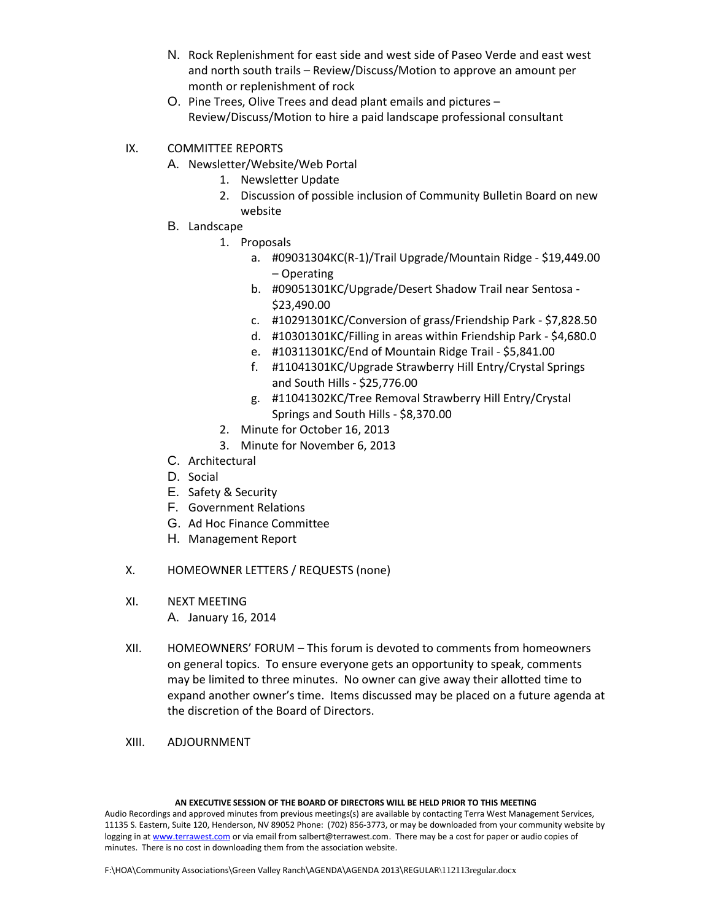N. Rock Replenishment for east side and west side of Paseo Verde and east west and north south trails – Review/Discuss/Motion to approve an amount per month or replenishment of rock

O. Pine Trees, Olive Trees and dead plant emails and pictures – Review/Discuss/Motion to hire a paid landscape professional consultant

IX. COMMITTEE REPORTS

A. Newsletter/Website/Web Portal
   1. Newsletter Update
   2. Discussion of possible inclusion of Community Bulletin Board on new website

B. Landscape
   1. Proposals
      a. #09031304KC(R-1)/Trail Upgrade/Mountain Ridge - $19,449.00 – Operating
      b. #09051301KC/Upgrade/Desert Shadow Trail near Sentosa - $23,490.00
      c. #10291301KC/Conversion of grass/Friendship Park - $7,828.50
      d. #10301301KC/Filling in areas within Friendship Park - $4,680.0
      e. #10311301KC/End of Mountain Ridge Trail - $5,841.00
      f. #11041301KC/Upgrade Strawberry Hill Entry/Crystal Springs and South Hills - $25,776.00
      g. #11041302KC/Tree Removal Strawberry Hill Entry/Crystal Springs and South Hills - $8,370.00
   2. Minute for October 16, 2013
   3. Minute for November 6, 2013

C. Architectural

D. Social

E. Safety & Security

F. Government Relations

G. Ad Hoc Finance Committee

H. Management Report

X. HOMEOWNER LETTERS / REQUESTS (none)

XI. NEXT MEETING

A. January 16, 2014

XII. HOMEOWNERS' FORUM – This forum is devoted to comments from homeowners on general topics. To ensure everyone gets an opportunity to speak, comments may be limited to three minutes. No owner can give away their allotted time to expand another owner's time. Items discussed may be placed on a future agenda at the discretion of the Board of Directors.

XIII. ADJOURNMENT

**AN EXECUTIVE SESSION OF THE BOARD OF DIRECTORS WILL BE HELD PRIOR TO THIS MEETING**

Audio Recordings and approved minutes from previous meetings(s) are available by contacting Terra West Management Services, 11135 S. Eastern, Suite 120, Henderson, NV 89052 Phone: (702) 856-3773, or may be downloaded from your community website by logging in at www.terrawest.com or via email from salbert@terrawest.com. There may be a cost for paper or audio copies of minutes. There is no cost in downloading them from the association website.

F:\HOA\Community Associations\Green Valley Ranch\AGENDA\AGENDA 2013\REGULAR\112113regular.docx